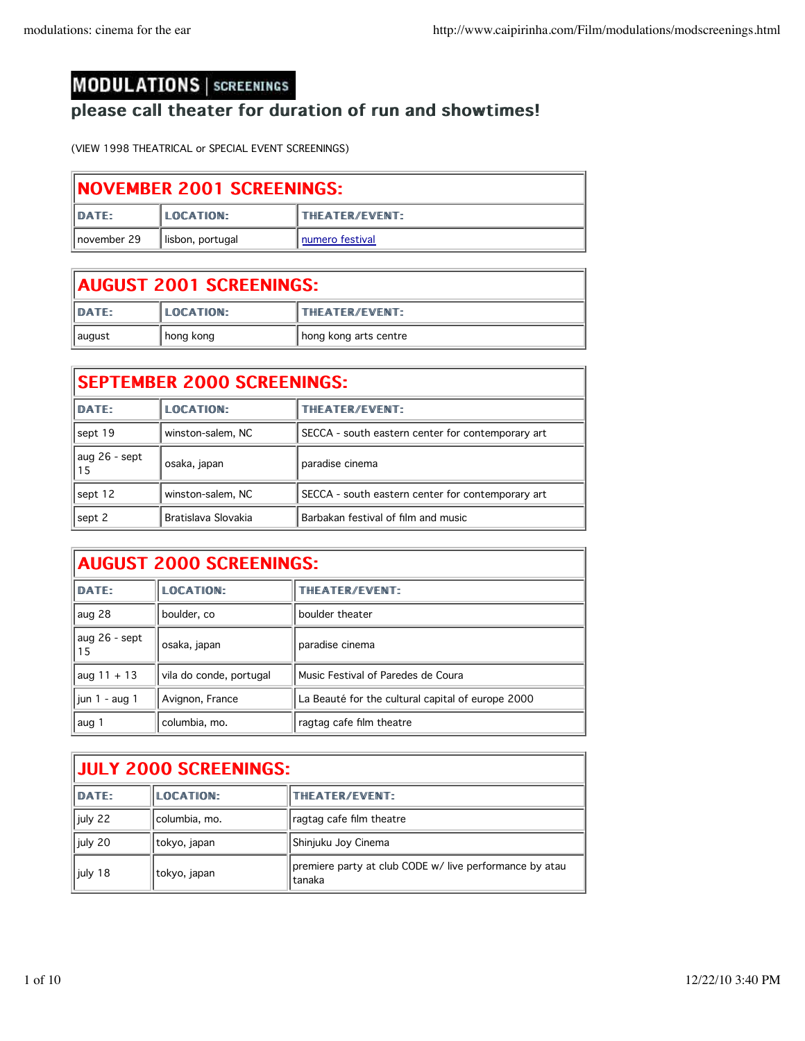# MODULATIONS | SCREENINGS

## please call theater for duration of run and showtimes!

(VIEW 1998 THEATRICAL or SPECIAL EVENT SCREENINGS)

| NOVEMBER 2001 SCREENINGS: | | |
|---|---|---|
| DATE: | LOCATION: | THEATER/EVENT: |
| november 29 | lisbon, portugal | numero festival |

| AUGUST 2001 SCREENINGS: | | |
|---|---|---|
| DATE: | LOCATION: | THEATER/EVENT: |
| august | hong kong | hong kong arts centre |

| SEPTEMBER 2000 SCREENINGS: | | |
|---|---|---|
| DATE: | LOCATION: | THEATER/EVENT: |
| sept 19 | winston-salem, NC | SECCA - south eastern center for contemporary art |
| aug 26 - sept 15 | osaka, japan | paradise cinema |
| sept 12 | winston-salem, NC | SECCA - south eastern center for contemporary art |
| sept 2 | Bratislava Slovakia | Barbakan festival of film and music |

| AUGUST 2000 SCREENINGS: | | |
|---|---|---|
| DATE: | LOCATION: | THEATER/EVENT: |
| aug 28 | boulder, co | boulder theater |
| aug 26 - sept 15 | osaka, japan | paradise cinema |
| aug 11 + 13 | vila do conde, portugal | Music Festival of Paredes de Coura |
| jun 1 - aug 1 | Avignon, France | La Beauté for the cultural capital of europe 2000 |
| aug 1 | columbia, mo. | ragtag cafe film theatre |

| JULY 2000 SCREENINGS: | | |
|---|---|---|
| DATE: | LOCATION: | THEATER/EVENT: |
| july 22 | columbia, mo. | ragtag cafe film theatre |
| july 20 | tokyo, japan | Shinjuku Joy Cinema |
| july 18 | tokyo, japan | premiere party at club CODE w/ live performance by atau tanaka |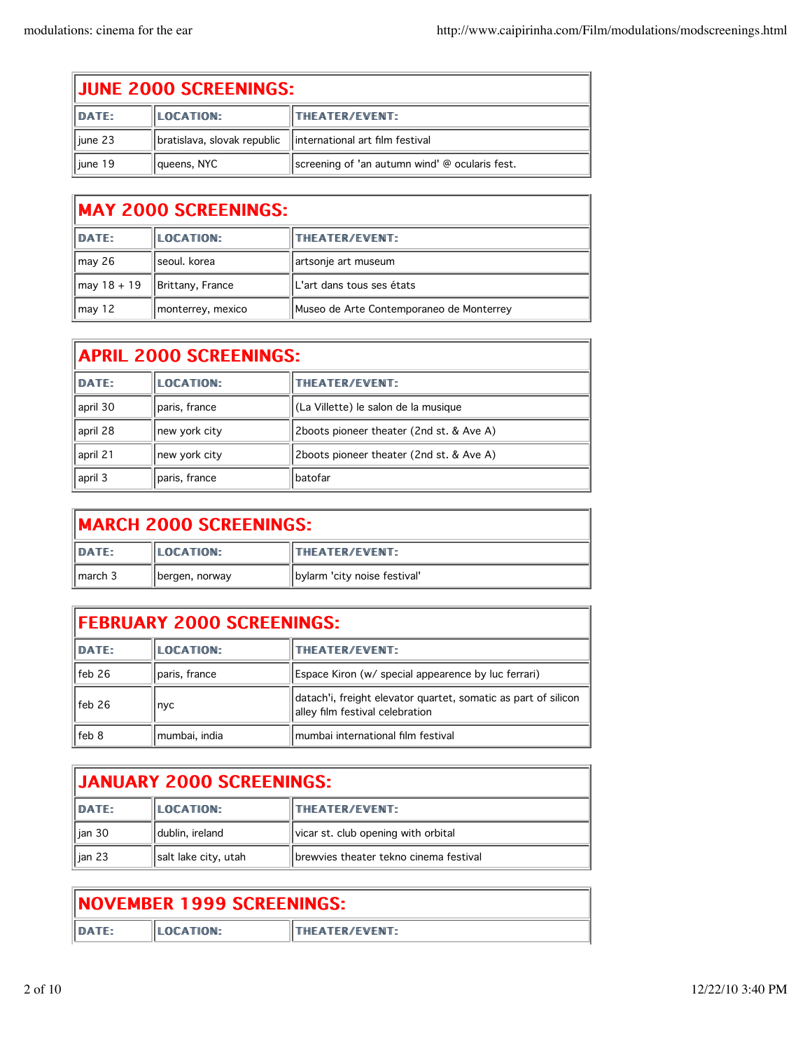| JUNE 2000 SCREENINGS: | | |
|---|---|---|
| DATE: | LOCATION: | THEATER/EVENT: |
| june 23 | bratislava, slovak republic | international art film festival |
| june 19 | queens, NYC | screening of 'an autumn wind' @ ocularis fest. |

| MAY 2000 SCREENINGS: | | |
|---|---|---|
| DATE: | LOCATION: | THEATER/EVENT: |
| may 26 | seoul. korea | artsonje art museum |
| may 18 + 19 | Brittany, France | L'art dans tous ses états |
| may 12 | monterrey, mexico | Museo de Arte Contemporaneo de Monterrey |

| APRIL 2000 SCREENINGS: | | |
|---|---|---|
| DATE: | LOCATION: | THEATER/EVENT: |
| april 30 | paris, france | (La Villette) le salon de la musique |
| april 28 | new york city | 2boots pioneer theater (2nd st. & Ave A) |
| april 21 | new york city | 2boots pioneer theater (2nd st. & Ave A) |
| april 3 | paris, france | batofar |

| MARCH 2000 SCREENINGS: | | |
|---|---|---|
| DATE: | LOCATION: | THEATER/EVENT: |
| march 3 | bergen, norway | bylarm 'city noise festival' |

| FEBRUARY 2000 SCREENINGS: | | |
|---|---|---|
| DATE: | LOCATION: | THEATER/EVENT: |
| feb 26 | paris, france | Espace Kiron (w/ special appearence by luc ferrari) |
| feb 26 | nyc | datach'i, freight elevator quartet, somatic as part of silicon alley film festival celebration |
| feb 8 | mumbai, india | mumbai international film festival |

| JANUARY 2000 SCREENINGS: | | |
|---|---|---|
| DATE: | LOCATION: | THEATER/EVENT: |
| jan 30 | dublin, ireland | vicar st. club opening with orbital |
| jan 23 | salt lake city, utah | brewvies theater tekno cinema festival |

| NOVEMBER 1999 SCREENINGS: | | |
|---|---|---|
| DATE: | LOCATION: | THEATER/EVENT: |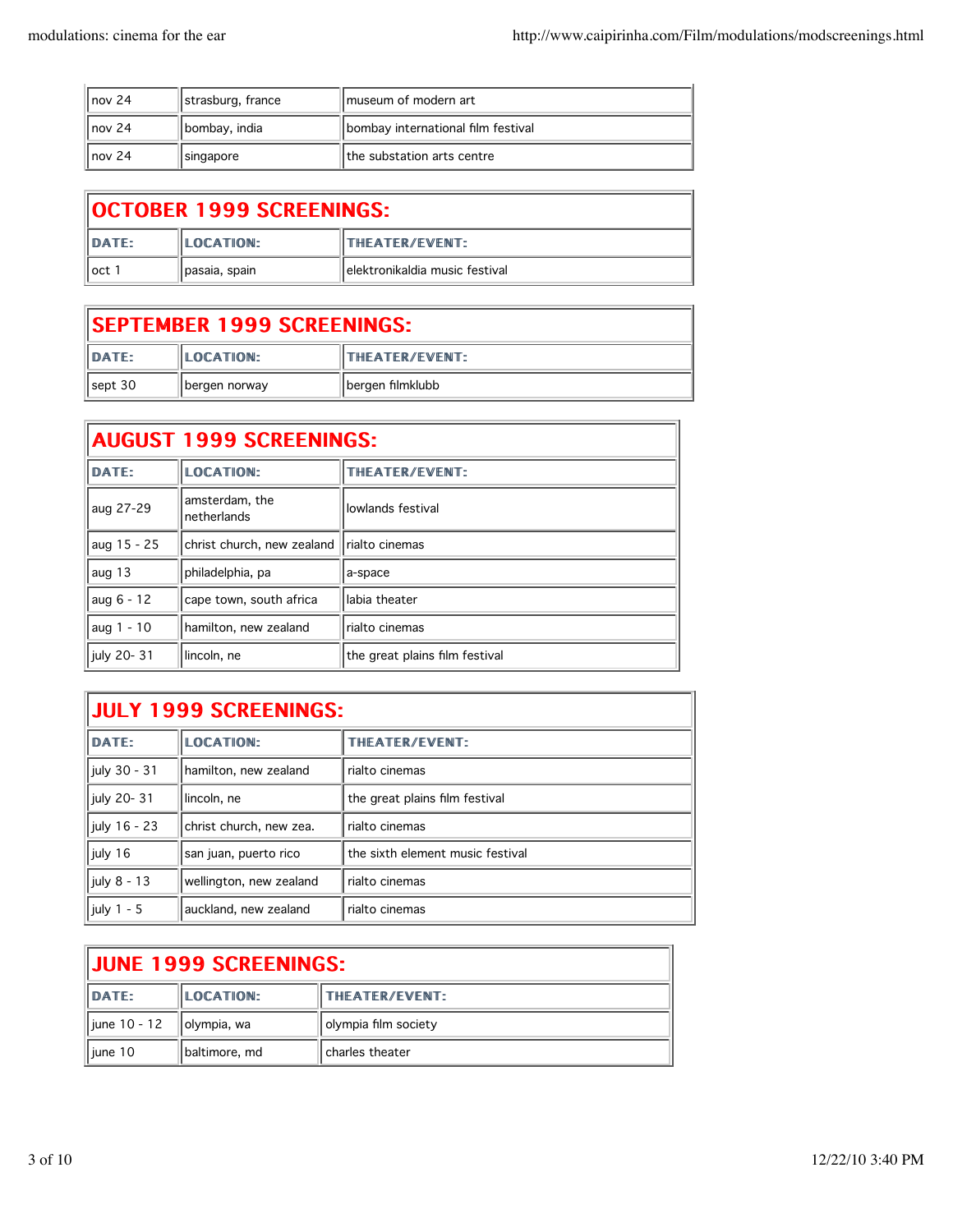| | | |
|---|---|---|
| nov 24 | strasburg, france | museum of modern art |
| nov 24 | bombay, india | bombay international film festival |
| nov 24 | singapore | the substation arts centre |

## OCTOBER 1999 SCREENINGS:

| DATE: | LOCATION: | THEATER/EVENT: |
|---|---|---|
| oct 1 | pasaia, spain | elektronikaldia music festival |

## SEPTEMBER 1999 SCREENINGS:

| DATE: | LOCATION: | THEATER/EVENT: |
|---|---|---|
| sept 30 | bergen norway | bergen filmklubb |

## AUGUST 1999 SCREENINGS:

| DATE: | LOCATION: | THEATER/EVENT: |
|---|---|---|
| aug 27-29 | amsterdam, the netherlands | lowlands festival |
| aug 15 - 25 | christ church, new zealand | rialto cinemas |
| aug 13 | philadelphia, pa | a-space |
| aug 6 - 12 | cape town, south africa | labia theater |
| aug 1 - 10 | hamilton, new zealand | rialto cinemas |
| july 20- 31 | lincoln, ne | the great plains film festival |

## JULY 1999 SCREENINGS:

| DATE: | LOCATION: | THEATER/EVENT: |
|---|---|---|
| july 30 - 31 | hamilton, new zealand | rialto cinemas |
| july 20- 31 | lincoln, ne | the great plains film festival |
| july 16 - 23 | christ church, new zea. | rialto cinemas |
| july 16 | san juan, puerto rico | the sixth element music festival |
| july 8 - 13 | wellington, new zealand | rialto cinemas |
| july 1 - 5 | auckland, new zealand | rialto cinemas |

## JUNE 1999 SCREENINGS:

| DATE: | LOCATION: | THEATER/EVENT: |
|---|---|---|
| june 10 - 12 | olympia, wa | olympia film society |
| june 10 | baltimore, md | charles theater |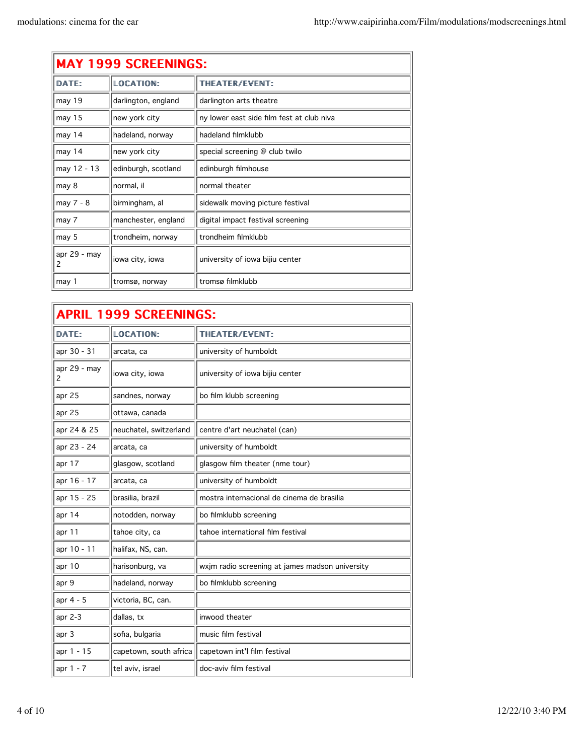| MAY 1999 SCREENINGS: | | |
|---|---|---|
| DATE: | LOCATION: | THEATER/EVENT: |
| may 19 | darlington, england | darlington arts theatre |
| may 15 | new york city | ny lower east side film fest at club niva |
| may 14 | hadeland, norway | hadeland filmklubb |
| may 14 | new york city | special screening @ club twilo |
| may 12 - 13 | edinburgh, scotland | edinburgh filmhouse |
| may 8 | normal, il | normal theater |
| may 7 - 8 | birmingham, al | sidewalk moving picture festival |
| may 7 | manchester, england | digital impact festival screening |
| may 5 | trondheim, norway | trondheim filmklubb |
| apr 29 - may 2 | iowa city, iowa | university of iowa bijiu center |
| may 1 | tromsø, norway | tromsø filmklubb |

| APRIL 1999 SCREENINGS: | | |
|---|---|---|
| DATE: | LOCATION: | THEATER/EVENT: |
| apr 30 - 31 | arcata, ca | university of humboldt |
| apr 29 - may 2 | iowa city, iowa | university of iowa bijiu center |
| apr 25 | sandnes, norway | bo film klubb screening |
| apr 25 | ottawa, canada | |
| apr 24 & 25 | neuchatel, switzerland | centre d'art neuchatel (can) |
| apr 23 - 24 | arcata, ca | university of humboldt |
| apr 17 | glasgow, scotland | glasgow film theater (nme tour) |
| apr 16 - 17 | arcata, ca | university of humboldt |
| apr 15 - 25 | brasilia, brazil | mostra internacional de cinema de brasilia |
| apr 14 | notodden, norway | bo filmklubb screening |
| apr 11 | tahoe city, ca | tahoe international film festival |
| apr 10 - 11 | halifax, NS, can. | |
| apr 10 | harisonburg, va | wxjm radio screening at james madson university |
| apr 9 | hadeland, norway | bo filmklubb screening |
| apr 4 - 5 | victoria, BC, can. | |
| apr 2-3 | dallas, tx | inwood theater |
| apr 3 | sofia, bulgaria | music film festival |
| apr 1 - 15 | capetown, south africa | capetown int'l film festival |
| apr 1 - 7 | tel aviv, israel | doc-aviv film festival |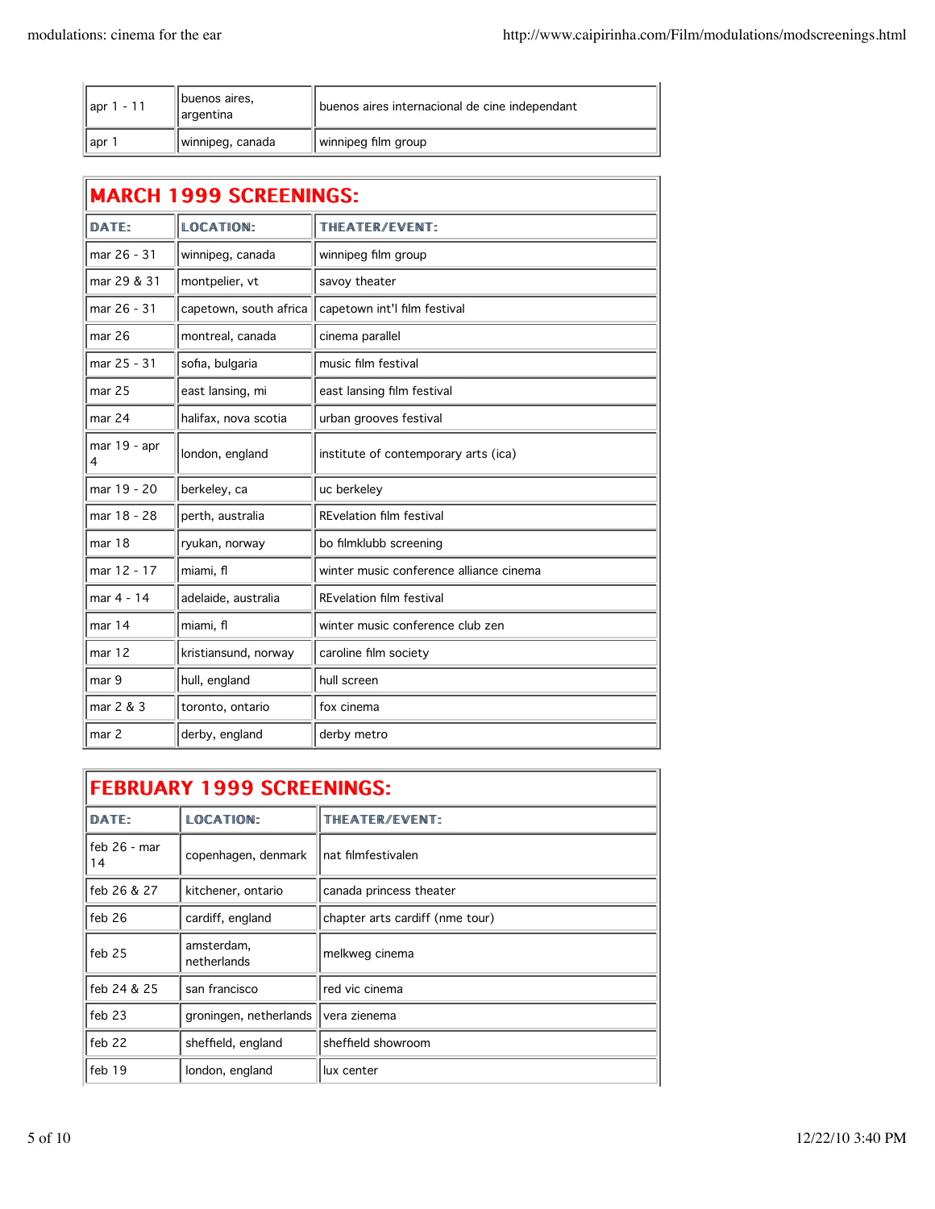| | | |
|---|---|---|
| apr 1 - 11 | buenos aires, argentina | buenos aires internacional de cine independant |
| apr 1 | winnipeg, canada | winnipeg film group |

## MARCH 1999 SCREENINGS:

| DATE: | LOCATION: | THEATER/EVENT: |
|---|---|---|
| mar 26 - 31 | winnipeg, canada | winnipeg film group |
| mar 29 & 31 | montpelier, vt | savoy theater |
| mar 26 - 31 | capetown, south africa | capetown int'l film festival |
| mar 26 | montreal, canada | cinema parallel |
| mar 25 - 31 | sofia, bulgaria | music film festival |
| mar 25 | east lansing, mi | east lansing film festival |
| mar 24 | halifax, nova scotia | urban grooves festival |
| mar 19 - apr 4 | london, england | institute of contemporary arts (ica) |
| mar 19 - 20 | berkeley, ca | uc berkeley |
| mar 18 - 28 | perth, australia | REvelation film festival |
| mar 18 | ryukan, norway | bo filmklubb screening |
| mar 12 - 17 | miami, fl | winter music conference alliance cinema |
| mar 4 - 14 | adelaide, australia | REvelation film festival |
| mar 14 | miami, fl | winter music conference club zen |
| mar 12 | kristiansund, norway | caroline film society |
| mar 9 | hull, england | hull screen |
| mar 2 & 3 | toronto, ontario | fox cinema |
| mar 2 | derby, england | derby metro |

## FEBRUARY 1999 SCREENINGS:

| DATE: | LOCATION: | THEATER/EVENT: |
|---|---|---|
| feb 26 - mar 14 | copenhagen, denmark | nat filmfestivalen |
| feb 26 & 27 | kitchener, ontario | canada princess theater |
| feb 26 | cardiff, england | chapter arts cardiff (nme tour) |
| feb 25 | amsterdam, netherlands | melkweg cinema |
| feb 24 & 25 | san francisco | red vic cinema |
| feb 23 | groningen, netherlands | vera zienema |
| feb 22 | sheffield, england | sheffield showroom |
| feb 19 | london, england | lux center |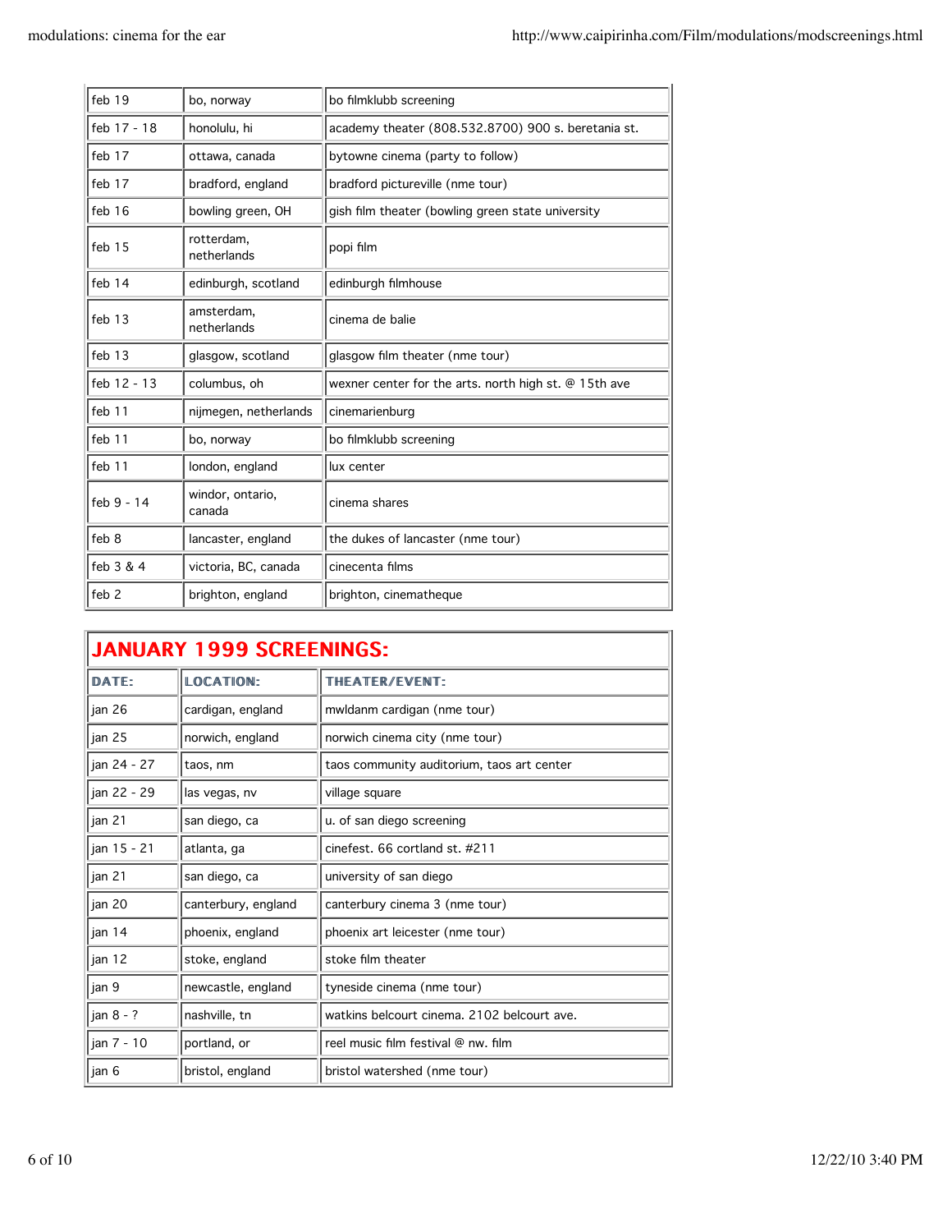| | | |
|---|---|---|
| feb 19 | bo, norway | bo filmklubb screening |
| feb 17 - 18 | honolulu, hi | academy theater (808.532.8700) 900 s. beretania st. |
| feb 17 | ottawa, canada | bytowne cinema (party to follow) |
| feb 17 | bradford, england | bradford pictureville (nme tour) |
| feb 16 | bowling green, OH | gish film theater (bowling green state university |
| feb 15 | rotterdam, netherlands | popi film |
| feb 14 | edinburgh, scotland | edinburgh filmhouse |
| feb 13 | amsterdam, netherlands | cinema de balie |
| feb 13 | glasgow, scotland | glasgow film theater (nme tour) |
| feb 12 - 13 | columbus, oh | wexner center for the arts. north high st. @ 15th ave |
| feb 11 | nijmegen, netherlands | cinemarienburg |
| feb 11 | bo, norway | bo filmklubb screening |
| feb 11 | london, england | lux center |
| feb 9 - 14 | windor, ontario, canada | cinema shares |
| feb 8 | lancaster, england | the dukes of lancaster (nme tour) |
| feb 3 & 4 | victoria, BC, canada | cinecenta films |
| feb 2 | brighton, england | brighton, cinematheque |

## JANUARY 1999 SCREENINGS:

| DATE: | LOCATION: | THEATER/EVENT: |
|---|---|---|
| jan 26 | cardigan, england | mwldanm cardigan (nme tour) |
| jan 25 | norwich, england | norwich cinema city (nme tour) |
| jan 24 - 27 | taos, nm | taos community auditorium, taos art center |
| jan 22 - 29 | las vegas, nv | village square |
| jan 21 | san diego, ca | u. of san diego screening |
| jan 15 - 21 | atlanta, ga | cinefest. 66 cortland st. #211 |
| jan 21 | san diego, ca | university of san diego |
| jan 20 | canterbury, england | canterbury cinema 3 (nme tour) |
| jan 14 | phoenix, england | phoenix art leicester (nme tour) |
| jan 12 | stoke, england | stoke film theater |
| jan 9 | newcastle, england | tyneside cinema (nme tour) |
| jan 8 - ? | nashville, tn | watkins belcourt cinema. 2102 belcourt ave. |
| jan 7 - 10 | portland, or | reel music film festival @ nw. film |
| jan 6 | bristol, england | bristol watershed (nme tour) |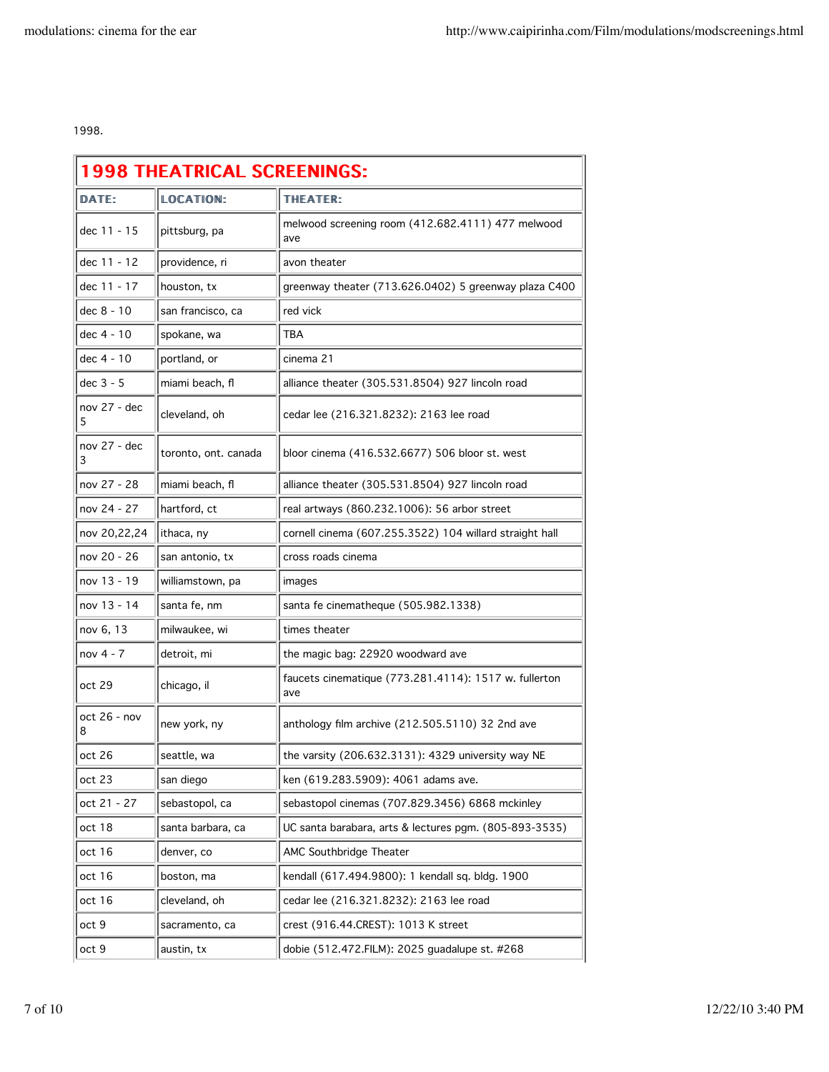1998.

| 1998 THEATRICAL SCREENINGS: | | |
|---|---|---|
| **DATE:** | **LOCATION:** | **THEATER:** |
| dec 11 - 15 | pittsburg, pa | melwood screening room (412.682.4111) 477 melwood ave |
| dec 11 - 12 | providence, ri | avon theater |
| dec 11 - 17 | houston, tx | greenway theater (713.626.0402) 5 greenway plaza C400 |
| dec 8 - 10 | san francisco, ca | red vick |
| dec 4 - 10 | spokane, wa | TBA |
| dec 4 - 10 | portland, or | cinema 21 |
| dec 3 - 5 | miami beach, fl | alliance theater (305.531.8504) 927 lincoln road |
| nov 27 - dec 5 | cleveland, oh | cedar lee (216.321.8232): 2163 lee road |
| nov 27 - dec 3 | toronto, ont. canada | bloor cinema (416.532.6677) 506 bloor st. west |
| nov 27 - 28 | miami beach, fl | alliance theater (305.531.8504) 927 lincoln road |
| nov 24 - 27 | hartford, ct | real artways (860.232.1006): 56 arbor street |
| nov 20,22,24 | ithaca, ny | cornell cinema (607.255.3522) 104 willard straight hall |
| nov 20 - 26 | san antonio, tx | cross roads cinema |
| nov 13 - 19 | williamstown, pa | images |
| nov 13 - 14 | santa fe, nm | santa fe cinematheque (505.982.1338) |
| nov 6, 13 | milwaukee, wi | times theater |
| nov 4 - 7 | detroit, mi | the magic bag: 22920 woodward ave |
| oct 29 | chicago, il | faucets cinematique (773.281.4114): 1517 w. fullerton ave |
| oct 26 - nov 8 | new york, ny | anthology film archive (212.505.5110) 32 2nd ave |
| oct 26 | seattle, wa | the varsity (206.632.3131): 4329 university way NE |
| oct 23 | san diego | ken (619.283.5909): 4061 adams ave. |
| oct 21 - 27 | sebastopol, ca | sebastopol cinemas (707.829.3456) 6868 mckinley |
| oct 18 | santa barbara, ca | UC santa barabara, arts & lectures pgm. (805-893-3535) |
| oct 16 | denver, co | AMC Southbridge Theater |
| oct 16 | boston, ma | kendall (617.494.9800): 1 kendall sq. bldg. 1900 |
| oct 16 | cleveland, oh | cedar lee (216.321.8232): 2163 lee road |
| oct 9 | sacramento, ca | crest (916.44.CREST): 1013 K street |
| oct 9 | austin, tx | dobie (512.472.FILM): 2025 guadalupe st. #268 |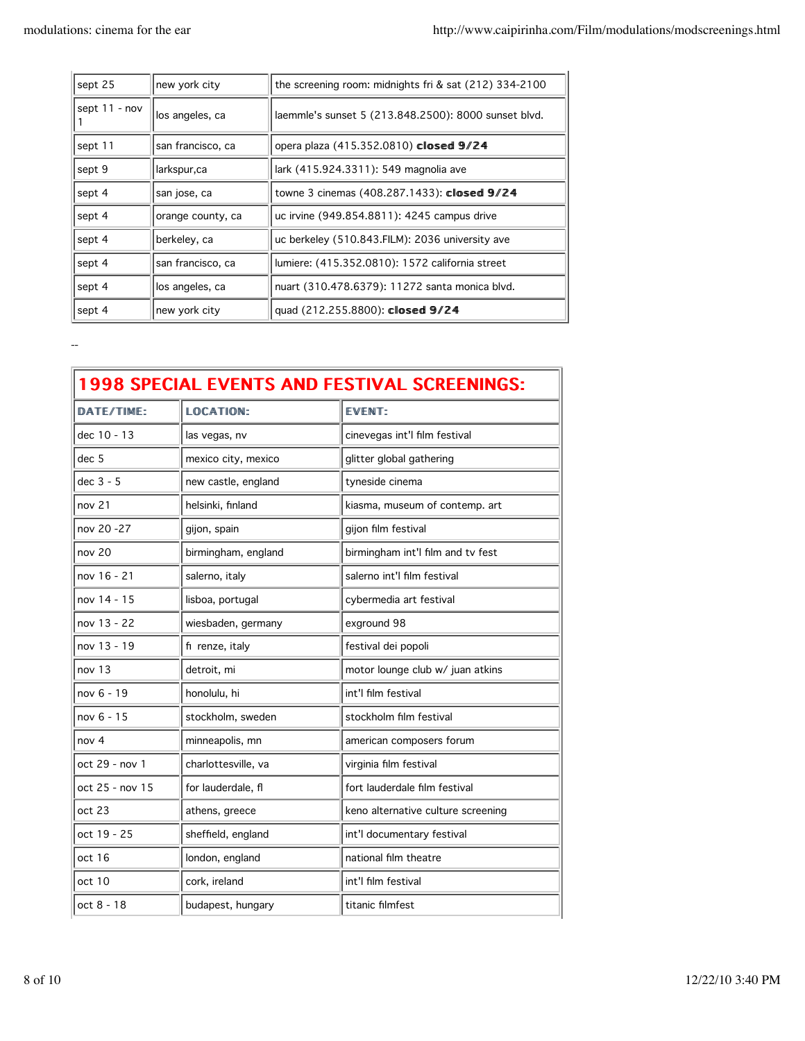| sept 25 | new york city | the screening room: midnights fri & sat (212) 334-2100 |
|---|---|---|
| sept 11 - nov 1 | los angeles, ca | laemmle's sunset 5 (213.848.2500): 8000 sunset blvd. |
| sept 11 | san francisco, ca | opera plaza (415.352.0810) **closed 9/24** |
| sept 9 | larkspur,ca | lark (415.924.3311): 549 magnolia ave |
| sept 4 | san jose, ca | towne 3 cinemas (408.287.1433): **closed 9/24** |
| sept 4 | orange county, ca | uc irvine (949.854.8811): 4245 campus drive |
| sept 4 | berkeley, ca | uc berkeley (510.843.FILM): 2036 university ave |
| sept 4 | san francisco, ca | lumiere: (415.352.0810): 1572 california street |
| sept 4 | los angeles, ca | nuart (310.478.6379): 11272 santa monica blvd. |
| sept 4 | new york city | quad (212.255.8800): **closed 9/24** |

--

## 1998 SPECIAL EVENTS AND FESTIVAL SCREENINGS:

| DATE/TIME: | LOCATION: | EVENT: |
|---|---|---|
| dec 10 - 13 | las vegas, nv | cinevegas int'l film festival |
| dec 5 | mexico city, mexico | glitter global gathering |
| dec 3 - 5 | new castle, england | tyneside cinema |
| nov 21 | helsinki, finland | kiasma, museum of contemp. art |
| nov 20 -27 | gijon, spain | gijon film festival |
| nov 20 | birmingham, england | birmingham int'l film and tv fest |
| nov 16 - 21 | salerno, italy | salerno int'l film festival |
| nov 14 - 15 | lisboa, portugal | cybermedia art festival |
| nov 13 - 22 | wiesbaden, germany | exground 98 |
| nov 13 - 19 | fi renze, italy | festival dei popoli |
| nov 13 | detroit, mi | motor lounge club w/ juan atkins |
| nov 6 - 19 | honolulu, hi | int'l film festival |
| nov 6 - 15 | stockholm, sweden | stockholm film festival |
| nov 4 | minneapolis, mn | american composers forum |
| oct 29 - nov 1 | charlottesville, va | virginia film festival |
| oct 25 - nov 15 | for lauderdale, fl | fort lauderdale film festival |
| oct 23 | athens, greece | keno alternative culture screening |
| oct 19 - 25 | sheffield, england | int'l documentary festival |
| oct 16 | london, england | national film theatre |
| oct 10 | cork, ireland | int'l film festival |
| oct 8 - 18 | budapest, hungary | titanic filmfest |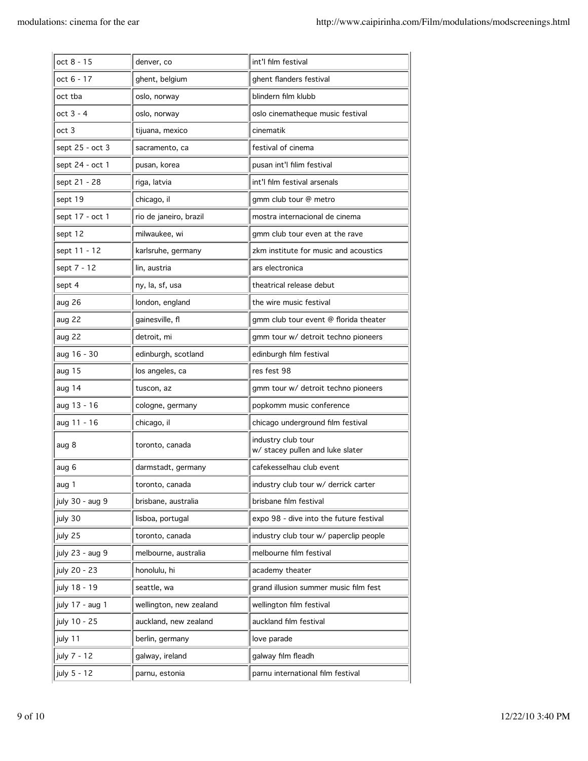| oct 8 - 15 | denver, co | int'l film festival |
| --- | --- | --- |
| oct 6 - 17 | ghent, belgium | ghent flanders festival |
| oct tba | oslo, norway | blindern film klubb |
| oct 3 - 4 | oslo, norway | oslo cinematheque music festival |
| oct 3 | tijuana, mexico | cinematik |
| sept 25 - oct 3 | sacramento, ca | festival of cinema |
| sept 24 - oct 1 | pusan, korea | pusan int'l filim festival |
| sept 21 - 28 | riga, latvia | int'l film festival arsenals |
| sept 19 | chicago, il | gmm club tour @ metro |
| sept 17 - oct 1 | rio de janeiro, brazil | mostra internacional de cinema |
| sept 12 | milwaukee, wi | gmm club tour even at the rave |
| sept 11 - 12 | karlsruhe, germany | zkm institute for music and acoustics |
| sept 7 - 12 | lin, austria | ars electronica |
| sept 4 | ny, la, sf, usa | theatrical release debut |
| aug 26 | london, england | the wire music festival |
| aug 22 | gainesville, fl | gmm club tour event @ florida theater |
| aug 22 | detroit, mi | gmm tour w/ detroit techno pioneers |
| aug 16 - 30 | edinburgh, scotland | edinburgh film festival |
| aug 15 | los angeles, ca | res fest 98 |
| aug 14 | tuscon, az | gmm tour w/ detroit techno pioneers |
| aug 13 - 16 | cologne, germany | popkomm music conference |
| aug 11 - 16 | chicago, il | chicago underground film festival |
| aug 8 | toronto, canada | industry club tour w/ stacey pullen and luke slater |
| aug 6 | darmstadt, germany | cafekesselhau club event |
| aug 1 | toronto, canada | industry club tour w/ derrick carter |
| july 30 - aug 9 | brisbane, australia | brisbane film festival |
| july 30 | lisboa, portugal | expo 98 - dive into the future festival |
| july 25 | toronto, canada | industry club tour w/ paperclip people |
| july 23 - aug 9 | melbourne, australia | melbourne film festival |
| july 20 - 23 | honolulu, hi | academy theater |
| july 18 - 19 | seattle, wa | grand illusion summer music film fest |
| july 17 - aug 1 | wellington, new zealand | wellington film festival |
| july 10 - 25 | auckland, new zealand | auckland film festival |
| july 11 | berlin, germany | love parade |
| july 7 - 12 | galway, ireland | galway film fleadh |
| july 5 - 12 | parnu, estonia | parnu international film festival |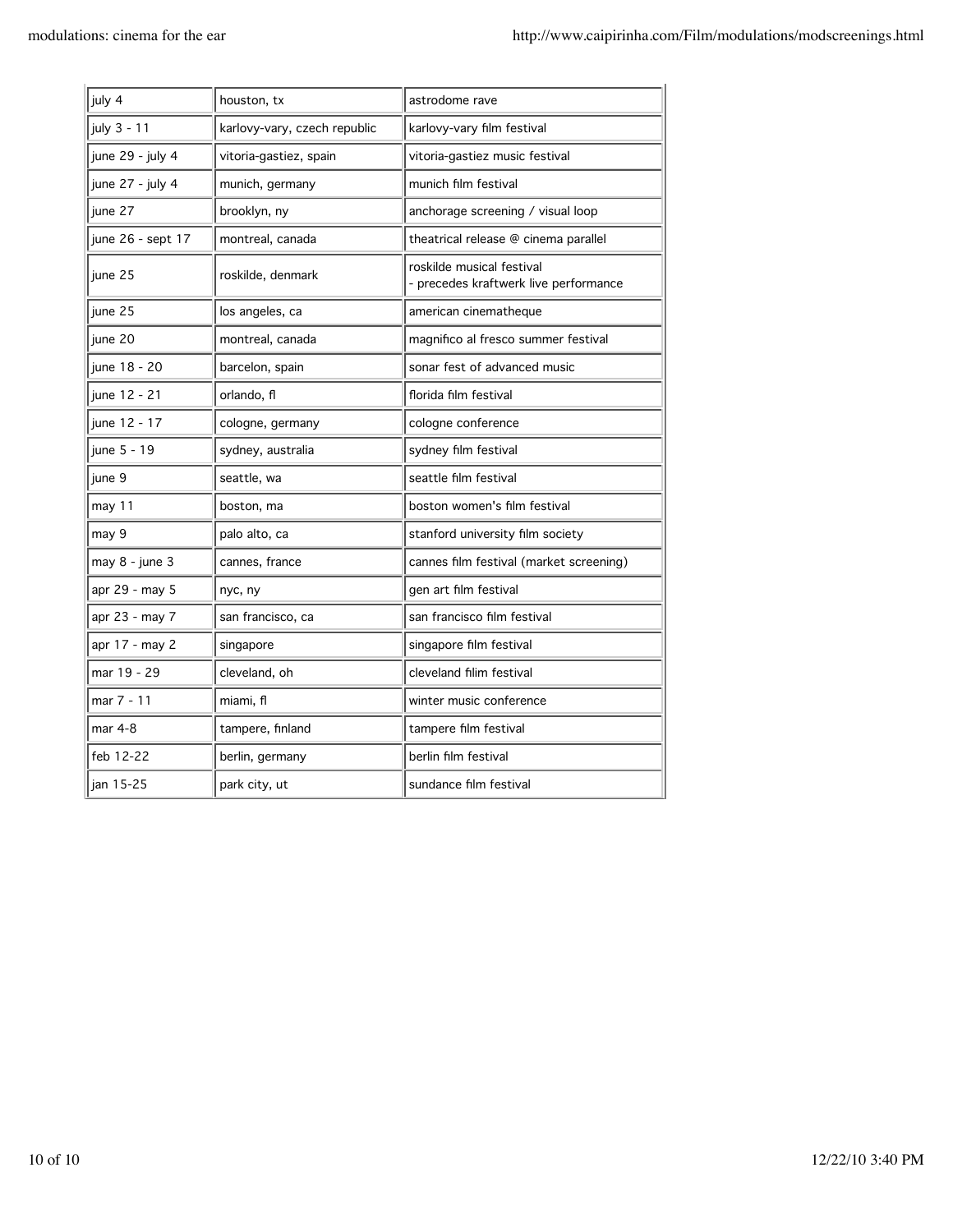| | | |
|---|---|---|
| july 4 | houston, tx | astrodome rave |
| july 3 - 11 | karlovy-vary, czech republic | karlovy-vary film festival |
| june 29 - july 4 | vitoria-gastiez, spain | vitoria-gastiez music festival |
| june 27 - july 4 | munich, germany | munich film festival |
| june 27 | brooklyn, ny | anchorage screening / visual loop |
| june 26 - sept 17 | montreal, canada | theatrical release @ cinema parallel |
| june 25 | roskilde, denmark | roskilde musical festival<br>- precedes kraftwerk live performance |
| june 25 | los angeles, ca | american cinematheque |
| june 20 | montreal, canada | magnifico al fresco summer festival |
| june 18 - 20 | barcelon, spain | sonar fest of advanced music |
| june 12 - 21 | orlando, fl | florida film festival |
| june 12 - 17 | cologne, germany | cologne conference |
| june 5 - 19 | sydney, australia | sydney film festival |
| june 9 | seattle, wa | seattle film festival |
| may 11 | boston, ma | boston women's film festival |
| may 9 | palo alto, ca | stanford university film society |
| may 8 - june 3 | cannes, france | cannes film festival (market screening) |
| apr 29 - may 5 | nyc, ny | gen art film festival |
| apr 23 - may 7 | san francisco, ca | san francisco film festival |
| apr 17 - may 2 | singapore | singapore film festival |
| mar 19 - 29 | cleveland, oh | cleveland filim festival |
| mar 7 - 11 | miami, fl | winter music conference |
| mar 4-8 | tampere, finland | tampere film festival |
| feb 12-22 | berlin, germany | berlin film festival |
| jan 15-25 | park city, ut | sundance film festival |